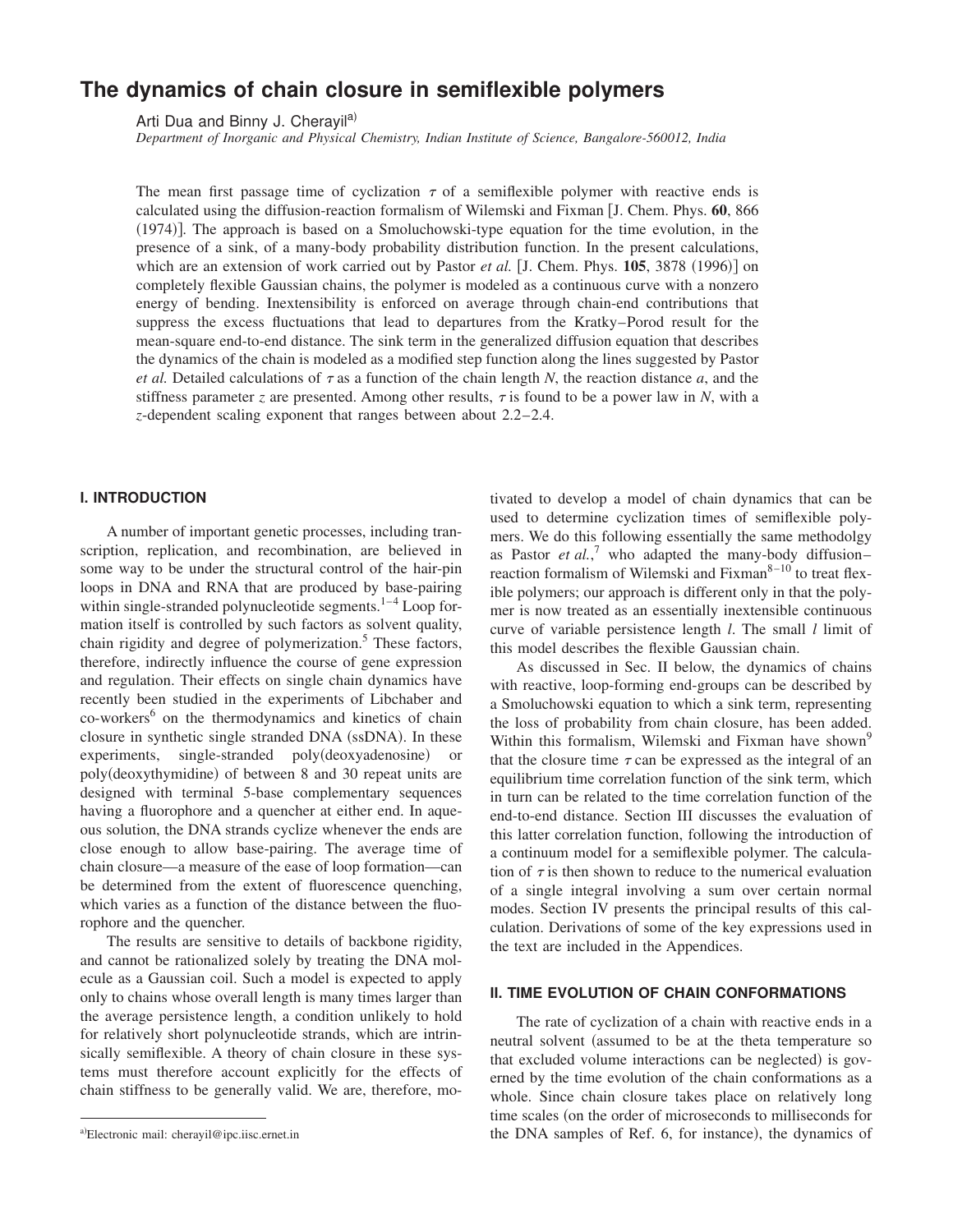# The dynamics of chain closure in semiflexible polymers

Arti Dua and Binny J. Cherayil[a)]

*Department of Inorganic and Physical Chemistry, Indian Institute of Science, Bangalore-560012, India*

The mean first passage time of cyclization $\tau$ of a semiflexible polymer with reactive ends is calculated using the diffusion-reaction formalism of Wilemski and Fixman [J. Chem. Phys. **60**, 866 (1974)]. The approach is based on a Smoluchowski-type equation for the time evolution, in the presence of a sink, of a many-body probability distribution function. In the present calculations, which are an extension of work carried out by Pastor *et al.* [J. Chem. Phys. **105**, 3878 (1996)] on completely flexible Gaussian chains, the polymer is modeled as a continuous curve with a nonzero energy of bending. Inextensibility is enforced on average through chain-end contributions that suppress the excess fluctuations that lead to departures from the Kratky–Porod result for the mean-square end-to-end distance. The sink term in the generalized diffusion equation that describes the dynamics of the chain is modeled as a modified step function along the lines suggested by Pastor *et al.* Detailed calculations of $\tau$ as a function of the chain length $N$, the reaction distance $a$, and the stiffness parameter $z$ are presented. Among other results, $\tau$ is found to be a power law in $N$, with a $z$-dependent scaling exponent that ranges between about 2.2–2.4.

## I. INTRODUCTION

A number of important genetic processes, including transcription, replication, and recombination, are believed in some way to be under the structural control of the hair-pin loops in DNA and RNA that are produced by base-pairing within single-stranded polynucleotide segments.[1–4] Loop formation itself is controlled by such factors as solvent quality, chain rigidity and degree of polymerization.[5] These factors, therefore, indirectly influence the course of gene expression and regulation. Their effects on single chain dynamics have recently been studied in the experiments of Libchaber and co-workers[6] on the thermodynamics and kinetics of chain closure in synthetic single stranded DNA (ssDNA). In these experiments, single-stranded poly(deoxyadenosine) or poly(deoxythymidine) of between 8 and 30 repeat units are designed with terminal 5-base complementary sequences having a fluorophore and a quencher at either end. In aqueous solution, the DNA strands cyclize whenever the ends are close enough to allow base-pairing. The average time of chain closure—a measure of the ease of loop formation—can be determined from the extent of fluorescence quenching, which varies as a function of the distance between the fluorophore and the quencher.

The results are sensitive to details of backbone rigidity, and cannot be rationalized solely by treating the DNA molecule as a Gaussian coil. Such a model is expected to apply only to chains whose overall length is many times larger than the average persistence length, a condition unlikely to hold for relatively short polynucleotide strands, which are intrinsically semiflexible. A theory of chain closure in these systems must therefore account explicitly for the effects of chain stiffness to be generally valid. We are, therefore, motivated to develop a model of chain dynamics that can be used to determine cyclization times of semiflexible polymers. We do this following essentially the same methodolgy as Pastor *et al.*,[7] who adapted the many-body diffusion–reaction formalism of Wilemski and Fixman[8–10] to treat flexible polymers; our approach is different only in that the polymer is now treated as an essentially inextensible continuous curve of variable persistence length $l$. The small $l$ limit of this model describes the flexible Gaussian chain.

As discussed in Sec. II below, the dynamics of chains with reactive, loop-forming end-groups can be described by a Smoluchowski equation to which a sink term, representing the loss of probability from chain closure, has been added. Within this formalism, Wilemski and Fixman have shown[9] that the closure time $\tau$ can be expressed as the integral of an equilibrium time correlation function of the sink term, which in turn can be related to the time correlation function of the end-to-end distance. Section III discusses the evaluation of this latter correlation function, following the introduction of a continuum model for a semiflexible polymer. The calculation of $\tau$ is then shown to reduce to the numerical evaluation of a single integral involving a sum over certain normal modes. Section IV presents the principal results of this calculation. Derivations of some of the key expressions used in the text are included in the Appendices.

## II. TIME EVOLUTION OF CHAIN CONFORMATIONS

The rate of cyclization of a chain with reactive ends in a neutral solvent (assumed to be at the theta temperature so that excluded volume interactions can be neglected) is governed by the time evolution of the chain conformations as a whole. Since chain closure takes place on relatively long time scales (on the order of microseconds to milliseconds for the DNA samples of Ref. 6, for instance), the dynamics of

[a)]Electronic mail: cherayil@ipc.iisc.ernet.in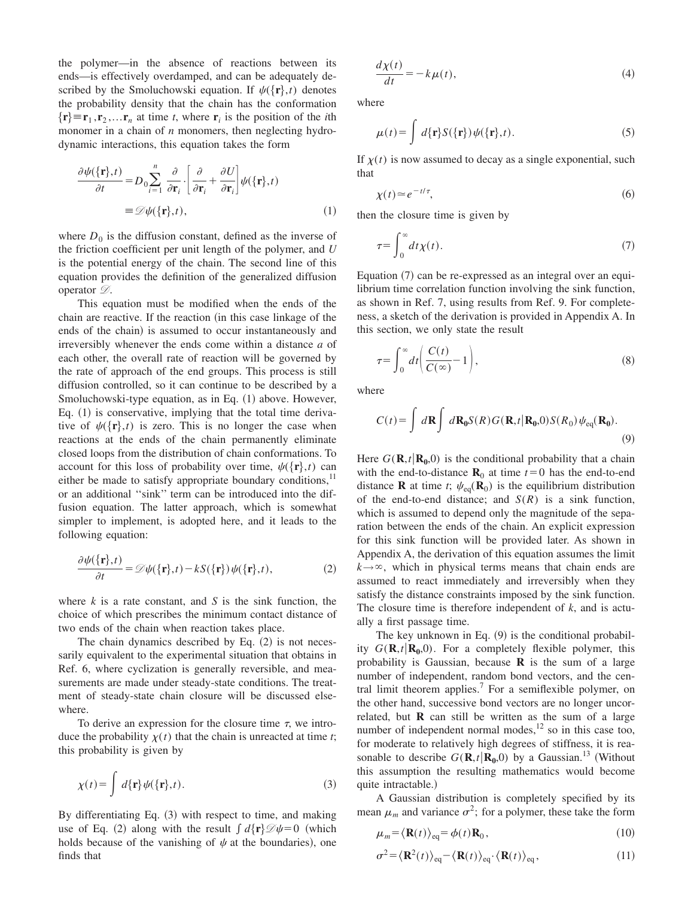the polymer—in the absence of reactions between its ends—is effectively overdamped, and can be adequately described by the Smoluchowski equation. If $\psi(\{\mathbf{r}\},t)$ denotes the probability density that the chain has the conformation $\{\mathbf{r}\} \equiv \mathbf{r}_1, \mathbf{r}_2, \ldots \mathbf{r}_n$ at time $t$, where $\mathbf{r}_i$ is the position of the $i$th monomer in a chain of $n$ monomers, then neglecting hydrodynamic interactions, this equation takes the form

$$\frac{\partial \psi(\{\mathbf{r}\},t)}{\partial t} = D_0 \sum_{i=1}^{n} \frac{\partial}{\partial \mathbf{r}_i} \cdot \left[ \frac{\partial}{\partial \mathbf{r}_i} + \frac{\partial U}{\partial \mathbf{r}_i} \right] \psi(\{\mathbf{r}\},t) \equiv \mathscr{D} \psi(\{\mathbf{r}\},t), \tag{1}$$

where $D_0$ is the diffusion constant, defined as the inverse of the friction coefficient per unit length of the polymer, and $U$ is the potential energy of the chain. The second line of this equation provides the definition of the generalized diffusion operator $\mathscr{D}$.

This equation must be modified when the ends of the chain are reactive. If the reaction (in this case linkage of the ends of the chain) is assumed to occur instantaneously and irreversibly whenever the ends come within a distance $a$ of each other, the overall rate of reaction will be governed by the rate of approach of the end groups. This process is still diffusion controlled, so it can continue to be described by a Smoluchowski-type equation, as in Eq. (1) above. However, Eq. (1) is conservative, implying that the total time derivative of $\psi(\{\mathbf{r}\},t)$ is zero. This is no longer the case when reactions at the ends of the chain permanently eliminate closed loops from the distribution of chain conformations. To account for this loss of probability over time, $\psi(\{\mathbf{r}\},t)$ can either be made to satisfy appropriate boundary conditions,[11] or an additional "sink" term can be introduced into the diffusion equation. The latter approach, which is somewhat simpler to implement, is adopted here, and it leads to the following equation:

$$\frac{\partial \psi(\{\mathbf{r}\},t)}{\partial t} = \mathscr{D} \psi(\{\mathbf{r}\},t) - kS(\{\mathbf{r}\}) \psi(\{\mathbf{r}\},t), \tag{2}$$

where $k$ is a rate constant, and $S$ is the sink function, the choice of which prescribes the minimum contact distance of two ends of the chain when reaction takes place.

The chain dynamics described by Eq. (2) is not necessarily equivalent to the experimental situation that obtains in Ref. 6, where cyclization is generally reversible, and measurements are made under steady-state conditions. The treatment of steady-state chain closure will be discussed elsewhere.

To derive an expression for the closure time $\tau$, we introduce the probability $\chi(t)$ that the chain is unreacted at time $t$; this probability is given by

$$\chi(t) = \int d\{\mathbf{r}\} \psi(\{\mathbf{r}\},t). \tag{3}$$

By differentiating Eq. (3) with respect to time, and making use of Eq. (2) along with the result $\int d\{\mathbf{r}\} \mathscr{D} \psi = 0$ (which holds because of the vanishing of $\psi$ at the boundaries), one finds that

$$\frac{d\chi(t)}{dt} = -k\mu(t), \tag{4}$$

where

$$\mu(t) = \int d\{\mathbf{r}\} S(\{\mathbf{r}\}) \psi(\{\mathbf{r}\},t). \tag{5}$$

If $\chi(t)$ is now assumed to decay as a single exponential, such that

$$\chi(t) \simeq e^{-t/\tau}, \tag{6}$$

then the closure time is given by

$$\tau = \int_0^\infty dt \chi(t). \tag{7}$$

Equation (7) can be re-expressed as an integral over an equilibrium time correlation function involving the sink function, as shown in Ref. 7, using results from Ref. 9. For completeness, a sketch of the derivation is provided in Appendix A. In this section, we only state the result

$$\tau = \int_0^\infty dt \left( \frac{C(t)}{C(\infty)} - 1 \right), \tag{8}$$

where

$$C(t) = \int d\mathbf{R} \int d\mathbf{R_0} S(R) G(\mathbf{R},t|\mathbf{R_0},0) S(R_0) \psi_{\text{eq}}(\mathbf{R_0}). \tag{9}$$

Here $G(\mathbf{R},t|\mathbf{R_0},0)$ is the conditional probability that a chain with the end-to-distance $\mathbf{R}_0$ at time $t=0$ has the end-to-end distance $\mathbf{R}$ at time $t$; $\psi_{\text{eq}}(\mathbf{R_0})$ is the equilibrium distribution of the end-to-end distance; and $S(R)$ is a sink function, which is assumed to depend only the magnitude of the separation between the ends of the chain. An explicit expression for this sink function will be provided later. As shown in Appendix A, the derivation of this equation assumes the limit $k \to \infty$, which in physical terms means that chain ends are assumed to react immediately and irreversibly when they satisfy the distance constraints imposed by the sink function. The closure time is therefore independent of $k$, and is actually a first passage time.

The key unknown in Eq. (9) is the conditional probability $G(\mathbf{R},t|\mathbf{R_0},0)$. For a completely flexible polymer, this probability is Gaussian, because $\mathbf{R}$ is the sum of a large number of independent, random bond vectors, and the central limit theorem applies.[7] For a semiflexible polymer, on the other hand, successive bond vectors are no longer uncorrelated, but $\mathbf{R}$ can still be written as the sum of a large number of independent normal modes,[12] so in this case too, for moderate to relatively high degrees of stiffness, it is reasonable to describe $G(\mathbf{R},t|\mathbf{R_0},0)$ by a Gaussian.[13] (Without this assumption the resulting mathematics would become quite intractable.)

A Gaussian distribution is completely specified by its mean $\mu_m$ and variance $\sigma^2$; for a polymer, these take the form

$$\mu_m = \langle \mathbf{R}(t) \rangle_{\text{eq}} = \phi(t) \mathbf{R}_0, \tag{10}$$

$$\sigma^2 = \langle \mathbf{R}^2(t) \rangle_{\text{eq}} - \langle \mathbf{R}(t) \rangle_{\text{eq}} \cdot \langle \mathbf{R}(t) \rangle_{\text{eq}}, \tag{11}$$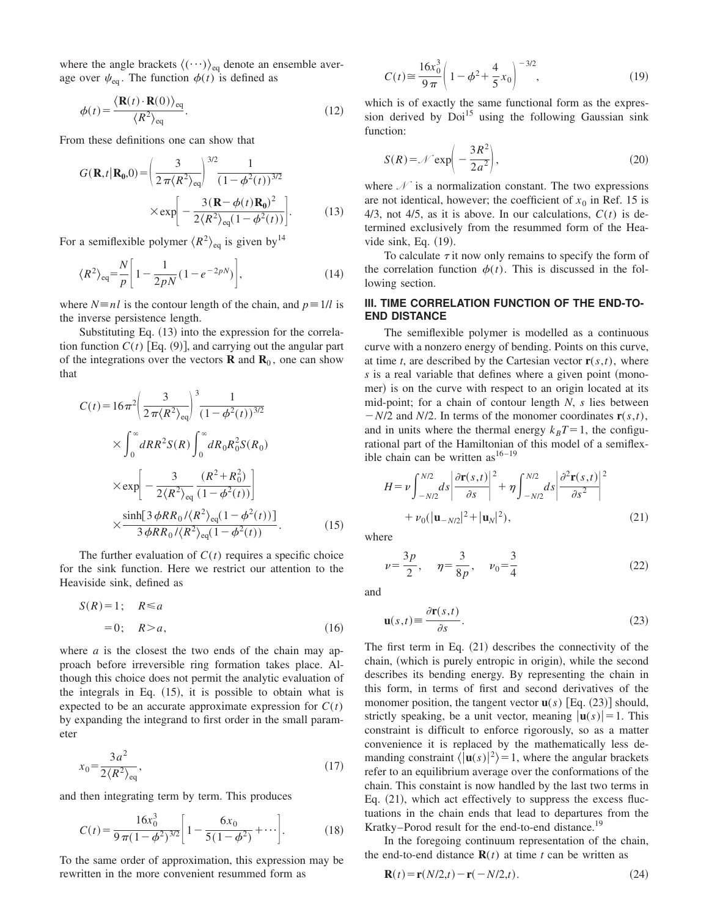where the angle brackets $\langle(\cdots)\rangle_{\text{eq}}$ denote an ensemble average over $\psi_{\text{eq}}$. The function $\phi(t)$ is defined as

$$\phi(t) = \frac{\langle \mathbf{R}(t)\cdot\mathbf{R}(0)\rangle_{\text{eq}}}{\langle R^2\rangle_{\text{eq}}}. \tag{12}$$

From these definitions one can show that

$$G(\mathbf{R},t|\mathbf{R_0},0) = \left(\frac{3}{2\pi\langle R^2\rangle_{\text{eq}}}\right)^{3/2}\frac{1}{(1-\phi^2(t))^{3/2}} \times \exp\left[-\frac{3(\mathbf{R}-\phi(t)\mathbf{R_0})^2}{2\langle R^2\rangle_{\text{eq}}(1-\phi^2(t))}\right]. \tag{13}$$

For a semiflexible polymer $\langle R^2\rangle_{\text{eq}}$ is given by[14]

$$\langle R^2\rangle_{\text{eq}} = \frac{N}{p}\left[1-\frac{1}{2pN}(1-e^{-2pN})\right], \tag{14}$$

where $N\equiv nl$ is the contour length of the chain, and $p\equiv 1/l$ is the inverse persistence length.

Substituting Eq. (13) into the expression for the correlation function $C(t)$ [Eq. (9)], and carrying out the angular part of the integrations over the vectors $\mathbf{R}$ and $\mathbf{R}_0$, one can show that

$$C(t) = 16\pi^2\left(\frac{3}{2\pi\langle R^2\rangle_{\text{eq}}}\right)^3\frac{1}{(1-\phi^2(t))^{3/2}} \times \int_0^\infty dR R^2 S(R)\int_0^\infty dR_0 R_0^2 S(R_0) \times \exp\left[-\frac{3}{2\langle R^2\rangle_{\text{eq}}}\frac{(R^2+R_0^2)}{(1-\phi^2(t))}\right] \times \frac{\sinh[3\phi R R_0/\langle R^2\rangle_{\text{eq}}(1-\phi^2(t))]}{3\phi R R_0/\langle R^2\rangle_{\text{eq}}(1-\phi^2(t))}. \tag{15}$$

The further evaluation of $C(t)$ requires a specific choice for the sink function. Here we restrict our attention to the Heaviside sink, defined as

$$\begin{aligned} S(R) &= 1; \quad R\leqslant a \\ &= 0; \quad R > a, \end{aligned} \tag{16}$$

where $a$ is the closest the two ends of the chain may approach before irreversible ring formation takes place. Although this choice does not permit the analytic evaluation of the integrals in Eq. (15), it is possible to obtain what is expected to be an accurate approximate expression for $C(t)$ by expanding the integrand to first order in the small parameter

$$x_0 = \frac{3a^2}{2\langle R^2\rangle_{\text{eq}}}, \tag{17}$$

and then integrating term by term. This produces

$$C(t) = \frac{16x_0^3}{9\pi(1-\phi^2)^{3/2}}\left[1-\frac{6x_0}{5(1-\phi^2)}+\cdots\right]. \tag{18}$$

To the same order of approximation, this expression may be rewritten in the more convenient resummed form as

$$C(t) \cong \frac{16x_0^3}{9\pi}\left(1-\phi^2+\frac{4}{5}x_0\right)^{-3/2}, \tag{19}$$

which is of exactly the same functional form as the expression derived by Doi[15] using the following Gaussian sink function:

$$S(R) = \mathcal{N}\exp\left(-\frac{3R^2}{2a^2}\right), \tag{20}$$

where $\mathcal{N}$ is a normalization constant. The two expressions are not identical, however; the coefficient of $x_0$ in Ref. 15 is 4/3, not 4/5, as it is above. In our calculations, $C(t)$ is determined exclusively from the resummed form of the Heavide sink, Eq. (19).

To calculate $\tau$ it now only remains to specify the form of the correlation function $\phi(t)$. This is discussed in the following section.

## III. TIME CORRELATION FUNCTION OF THE END-TO-END DISTANCE

The semiflexible polymer is modelled as a continuous curve with a nonzero energy of bending. Points on this curve, at time $t$, are described by the Cartesian vector $\mathbf{r}(s,t)$, where $s$ is a real variable that defines where a given point (monomer) is on the curve with respect to an origin located at its mid-point; for a chain of contour length $N$, $s$ lies between $-N/2$ and $N/2$. In terms of the monomer coordinates $\mathbf{r}(s,t)$, and in units where the thermal energy $k_BT=1$, the configurational part of the Hamiltonian of this model of a semiflexible chain can be written as[16–19]

$$H = \nu\int_{-N/2}^{N/2}ds\left|\frac{\partial\mathbf{r}(s,t)}{\partial s}\right|^2 + \eta\int_{-N/2}^{N/2}ds\left|\frac{\partial^2\mathbf{r}(s,t)}{\partial s^2}\right|^2 + \nu_0(|\mathbf{u}_{-N/2}|^2+|\mathbf{u}_N|^2), \tag{21}$$

where

$$\nu = \frac{3p}{2}, \quad \eta = \frac{3}{8p}, \quad \nu_0 = \frac{3}{4} \tag{22}$$

and

$$\mathbf{u}(s,t) \equiv \frac{\partial\mathbf{r}(s,t)}{\partial s}. \tag{23}$$

The first term in Eq. (21) describes the connectivity of the chain, (which is purely entropic in origin), while the second describes its bending energy. By representing the chain in this form, in terms of first and second derivatives of the monomer position, the tangent vector $\mathbf{u}(s)$ [Eq. (23)] should, strictly speaking, be a unit vector, meaning $|\mathbf{u}(s)|=1$. This constraint is difficult to enforce rigorously, so as a matter convenience it is replaced by the mathematically less demanding constraint $\langle|\mathbf{u}(s)|^2\rangle = 1$, where the angular brackets refer to an equilibrium average over the conformations of the chain. This constaint is now handled by the last two terms in Eq. (21), which act effectively to suppress the excess fluctuations in the chain ends that lead to departures from the Kratky–Porod result for the end-to-end distance.[19]

In the foregoing continuum representation of the chain, the end-to-end distance $\mathbf{R}(t)$ at time $t$ can be written as

$$\mathbf{R}(t) = \mathbf{r}(N/2,t) - \mathbf{r}(-N/2,t). \tag{24}$$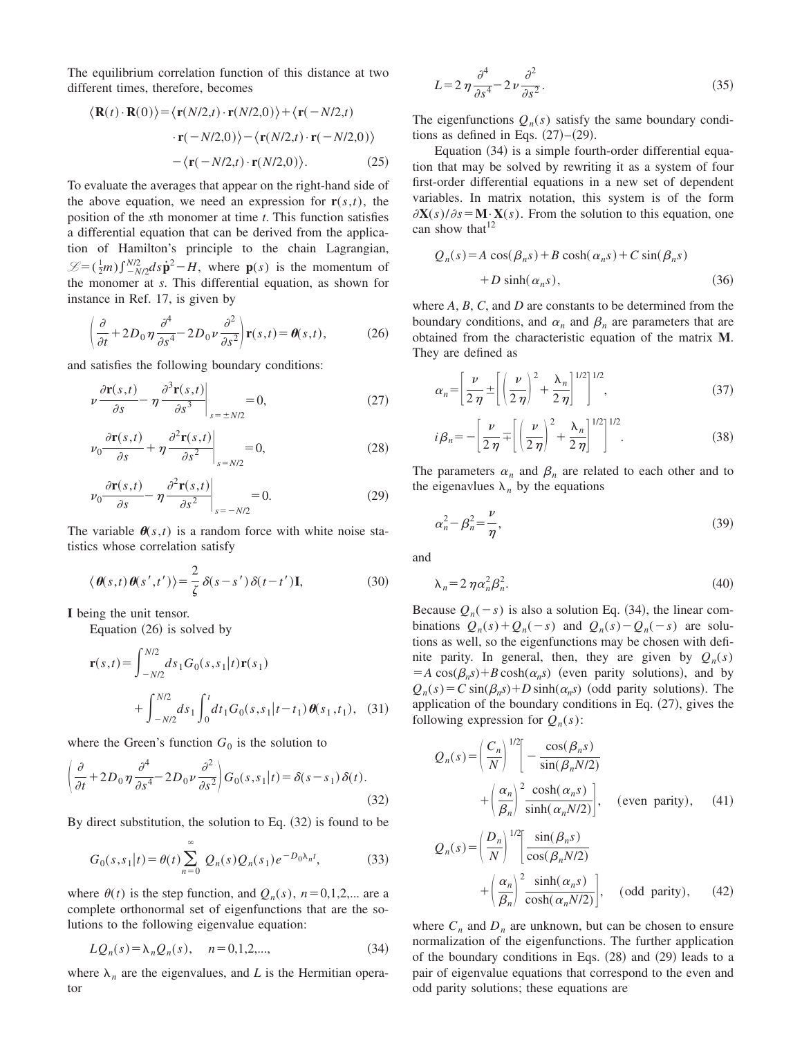The equilibrium correlation function of this distance at two different times, therefore, becomes

$$
\begin{aligned}
\langle \mathbf{R}(t)\cdot\mathbf{R}(0)\rangle =& \langle \mathbf{r}(N/2,t)\cdot\mathbf{r}(N/2,0)\rangle + \langle \mathbf{r}(-N/2,t) \\
&\cdot \mathbf{r}(-N/2,0)\rangle - \langle \mathbf{r}(N/2,t)\cdot\mathbf{r}(-N/2,0)\rangle \\
&- \langle \mathbf{r}(-N/2,t)\cdot\mathbf{r}(N/2,0)\rangle. 
\end{aligned} \tag{25}
$$

To evaluate the averages that appear on the right-hand side of the above equation, we need an expression for $\mathbf{r}(s,t)$, the position of the $s$th monomer at time $t$. This function satisfies a differential equation that can be derived from the application of Hamilton's principle to the chain Lagrangian, $\mathscr{L}=(\frac{1}{2}m)\int_{-N/2}^{N/2}ds\dot{\mathbf{p}}^2-H$, where $\mathbf{p}(s)$ is the momentum of the monomer at $s$. This differential equation, as shown for instance in Ref. 17, is given by

$$
\left(\frac{\partial}{\partial t}+2D_0\eta\frac{\partial^4}{\partial s^4}-2D_0\nu\frac{\partial^2}{\partial s^2}\right)\mathbf{r}(s,t)=\boldsymbol{\theta}(s,t), \tag{26}
$$

and satisfies the following boundary conditions:

$$
\nu\frac{\partial \mathbf{r}(s,t)}{\partial s}-\eta\frac{\partial^3\mathbf{r}(s,t)}{\partial s^3}\bigg|_{s=\pm N/2}=0, \tag{27}
$$

$$
\nu_0\frac{\partial \mathbf{r}(s,t)}{\partial s}+\eta\frac{\partial^2\mathbf{r}(s,t)}{\partial s^2}\bigg|_{s=N/2}=0, \tag{28}
$$

$$
\nu_0\frac{\partial \mathbf{r}(s,t)}{\partial s}-\eta\frac{\partial^2\mathbf{r}(s,t)}{\partial s^2}\bigg|_{s=-N/2}=0. \tag{29}
$$

The variable $\boldsymbol{\theta}(s,t)$ is a random force with white noise statistics whose correlation satisfy

$$
\langle \boldsymbol{\theta}(s,t)\boldsymbol{\theta}(s',t')\rangle=\frac{2}{\zeta}\delta(s-s')\delta(t-t')\mathbf{I}, \tag{30}
$$

$\mathbf{I}$ being the unit tensor.

Equation (26) is solved by

$$
\begin{aligned}
\mathbf{r}(s,t)=&\int_{-N/2}^{N/2}ds_1G_0(s,s_1|t)\mathbf{r}(s_1) \\
&+\int_{-N/2}^{N/2}ds_1\int_0^t dt_1G_0(s,s_1|t-t_1)\boldsymbol{\theta}(s_1,t_1),
\end{aligned} \tag{31}
$$

where the Green's function $G_0$ is the solution to

$$
\left(\frac{\partial}{\partial t}+2D_0\eta\frac{\partial^4}{\partial s^4}-2D_0\nu\frac{\partial^2}{\partial s^2}\right)G_0(s,s_1|t)=\delta(s-s_1)\delta(t). \tag{32}
$$

By direct substitution, the solution to Eq. (32) is found to be

$$
G_0(s,s_1|t)=\theta(t)\sum_{n=0}^{\infty}Q_n(s)Q_n(s_1)e^{-D_0\lambda_n t}, \tag{33}
$$

where $\theta(t)$ is the step function, and $Q_n(s)$, $n=0,1,2,...$ are a complete orthonormal set of eigenfunctions that are the solutions to the following eigenvalue equation:

$$
LQ_n(s)=\lambda_nQ_n(s), \quad n=0,1,2,..., \tag{34}
$$

where $\lambda_n$ are the eigenvalues, and $L$ is the Hermitian operator

$$
L=2\eta\frac{\partial^4}{\partial s^4}-2\nu\frac{\partial^2}{\partial s^2}. \tag{35}
$$

The eigenfunctions $Q_n(s)$ satisfy the same boundary conditions as defined in Eqs. (27)–(29).

Equation (34) is a simple fourth-order differential equation that may be solved by rewriting it as a system of four first-order differential equations in a new set of dependent variables. In matrix notation, this system is of the form $\partial\mathbf{X}(s)/\partial s=\mathbf{M}\cdot\mathbf{X}(s)$. From the solution to this equation, one can show that[12]

$$
\begin{aligned}
Q_n(s)=&A\cos(\beta_ns)+B\cosh(\alpha_ns)+C\sin(\beta_ns) \\
&+D\sinh(\alpha_ns),
\end{aligned} \tag{36}
$$

where $A$, $B$, $C$, and $D$ are constants to be determined from the boundary conditions, and $\alpha_n$ and $\beta_n$ are parameters that are obtained from the characteristic equation of the matrix $\mathbf{M}$. They are defined as

$$
\alpha_n=\left[\frac{\nu}{2\eta}\pm\left[\left(\frac{\nu}{2\eta}\right)^2+\frac{\lambda_n}{2\eta}\right]^{1/2}\right]^{1/2}, \tag{37}
$$

$$
i\beta_n=-\left[\frac{\nu}{2\eta}\mp\left[\left(\frac{\nu}{2\eta}\right)^2+\frac{\lambda_n}{2\eta}\right]^{1/2}\right]^{1/2}. \tag{38}
$$

The parameters $\alpha_n$ and $\beta_n$ are related to each other and to the eigenavlues $\lambda_n$ by the equations

$$
\alpha_n^2-\beta_n^2=\frac{\nu}{\eta}, \tag{39}
$$

and

$$
\lambda_n=2\eta\alpha_n^2\beta_n^2. \tag{40}
$$

Because $Q_n(-s)$ is also a solution Eq. (34), the linear combinations $Q_n(s)+Q_n(-s)$ and $Q_n(s)-Q_n(-s)$ are solutions as well, so the eigenfunctions may be chosen with definite parity. In general, then, they are given by $Q_n(s)=A\cos(\beta_ns)+B\cosh(\alpha_ns)$ (even parity solutions), and by $Q_n(s)=C\sin(\beta_ns)+D\sinh(\alpha_ns)$ (odd parity solutions). The application of the boundary conditions in Eq. (27), gives the following expression for $Q_n(s)$:

$$
\begin{aligned}
Q_n(s)=&\left(\frac{C_n}{N}\right)^{1/2}\left[-\frac{\cos(\beta_ns)}{\sin(\beta_nN/2)}\right. \\
&\left.+\left(\frac{\alpha_n}{\beta_n}\right)^2\frac{\cosh(\alpha_ns)}{\sinh(\alpha_nN/2)}\right], \quad \text{(even parity)},
\end{aligned} \tag{41}
$$

$$
\begin{aligned}
Q_n(s)=&\left(\frac{D_n}{N}\right)^{1/2}\left[\frac{\sin(\beta_ns)}{\cos(\beta_nN/2)}\right. \\
&\left.+\left(\frac{\alpha_n}{\beta_n}\right)^2\frac{\sinh(\alpha_ns)}{\cosh(\alpha_nN/2)}\right], \quad \text{(odd parity)},
\end{aligned} \tag{42}
$$

where $C_n$ and $D_n$ are unknown, but can be chosen to ensure normalization of the eigenfunctions. The further application of the boundary conditions in Eqs. (28) and (29) leads to a pair of eigenvalue equations that correspond to the even and odd parity solutions; these equations are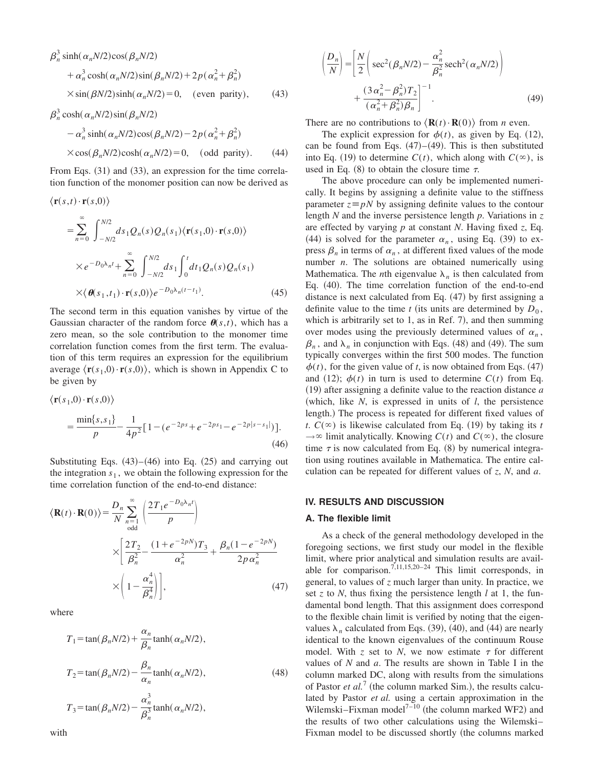$$\beta_n^3 \sinh(\alpha_n N/2)\cos(\beta_n N/2) + \alpha_n^3 \cosh(\alpha_n N/2)\sin(\beta_n N/2) + 2p(\alpha_n^2+\beta_n^2) \times \sin(\beta N/2)\sinh(\alpha_n N/2) = 0, \quad \text{(even parity)}, \tag{43}$$

$$\beta_n^3 \cosh(\alpha_n N/2)\sin(\beta_n N/2) - \alpha_n^3 \sinh(\alpha_n N/2)\cos(\beta_n N/2) - 2p(\alpha_n^2+\beta_n^2) \times \cos(\beta_n N/2)\cosh(\alpha_n N/2) = 0, \quad \text{(odd parity)}. \tag{44}$$

From Eqs. (31) and (33), an expression for the time correlation function of the monomer position can now be derived as

$$\langle \mathbf{r}(s,t)\cdot\mathbf{r}(s,0)\rangle = \sum_{n=0}^{\infty} \int_{-N/2}^{N/2} ds_1 Q_n(s) Q_n(s_1) \langle \mathbf{r}(s_1,0)\cdot\mathbf{r}(s,0)\rangle \times e^{-D_0\lambda_n t} + \sum_{n=0}^{\infty} \int_{-N/2}^{N/2} ds_1 \int_0^t dt_1 Q_n(s) Q_n(s_1) \times \langle \boldsymbol{\theta}(s_1,t_1)\cdot\mathbf{r}(s,0)\rangle e^{-D_0\lambda_n(t-t_1)}. \tag{45}$$

The second term in this equation vanishes by virtue of the Gaussian character of the random force $\boldsymbol{\theta}(s,t)$, which has a zero mean, so the sole contribution to the monomer time correlation function comes from the first term. The evaluation of this term requires an expression for the equilibrium average $\langle \mathbf{r}(s_1,0)\cdot\mathbf{r}(s,0)\rangle$, which is shown in Appendix C to be given by

$$\langle \mathbf{r}(s_1,0)\cdot\mathbf{r}(s,0)\rangle = \frac{\min\{s,s_1\}}{p} - \frac{1}{4p^2}\left[1-(e^{-2ps}+e^{-2ps_1}-e^{-2p|s-s_1|})\right]. \tag{46}$$

Substituting Eqs. (43)–(46) into Eq. (25) and carrying out the integration $s_1$, we obtain the following expression for the time correlation function of the end-to-end distance:

$$\langle \mathbf{R}(t)\cdot\mathbf{R}(0)\rangle = \frac{D_n}{N}\sum_{\substack{n=1\\ \text{odd}}}^{\infty}\left(\frac{2T_1 e^{-D_0\lambda_n t}}{p}\right) \times \left[\frac{2T_2}{\beta_n^2} - \frac{(1+e^{-2pN})T_3}{\alpha_n^2} + \frac{\beta_n(1-e^{-2pN})}{2p\alpha_n^2} \times \left(1-\frac{\alpha_n^4}{\beta_n^4}\right)\right], \tag{47}$$

where

$$T_1 = \tan(\beta_n N/2) + \frac{\alpha_n}{\beta_n}\tanh(\alpha_n N/2),$$

$$T_2 = \tan(\beta_n N/2) - \frac{\beta_n}{\alpha_n}\tanh(\alpha_n N/2), \tag{48}$$

$$T_3 = \tan(\beta_n N/2) - \frac{\alpha_n^3}{\beta_n^3}\tanh(\alpha_n N/2),$$

with

$$\left(\frac{D_n}{N}\right) = \left[\frac{N}{2}\left(\sec^2(\beta_n N/2) - \frac{\alpha_n^2}{\beta_n^2}\operatorname{sech}^2(\alpha_n N/2)\right) + \frac{(3\alpha_n^2-\beta_n^2)T_2}{(\alpha_n^2+\beta_n^2)\beta_n}\right]^{-1}. \tag{49}$$

There are no contributions to $\langle \mathbf{R}(t)\cdot\mathbf{R}(0)\rangle$ from $n$ even.

The explicit expression for $\phi(t)$, as given by Eq. (12), can be found from Eqs. (47)–(49). This is then substituted into Eq. (19) to determine $C(t)$, which along with $C(\infty)$, is used in Eq. (8) to obtain the closure time $\tau$.

The above procedure can only be implemented numerically. It begins by assigning a definite value to the stiffness parameter $z \equiv pN$ by assigning definite values to the contour length $N$ and the inverse persistence length $p$. Variations in $z$ are effected by varying $p$ at constant $N$. Having fixed $z$, Eq. (44) is solved for the parameter $\alpha_n$, using Eq. (39) to express $\beta_n$ in terms of $\alpha_n$, at different fixed values of the mode number $n$. The solutions are obtained numerically using Mathematica. The $n$th eigenvalue $\lambda_n$ is then calculated from Eq. (40). The time correlation function of the end-to-end distance is next calculated from Eq. (47) by first assigning a definite value to the time $t$ (its units are determined by $D_0$, which is arbitrarily set to 1, as in Ref. 7), and then summing over modes using the previously determined values of $\alpha_n$, $\beta_n$, and $\lambda_n$ in conjunction with Eqs. (48) and (49). The sum typically converges within the first 500 modes. The function $\phi(t)$, for the given value of $t$, is now obtained from Eqs. (47) and (12); $\phi(t)$ in turn is used to determine $C(t)$ from Eq. (19) after assigning a definite value to the reaction distance $a$ (which, like $N$, is expressed in units of $l$, the persistence length.) The process is repeated for different fixed values of $t$. $C(\infty)$ is likewise calculated from Eq. (19) by taking its $t \to \infty$ limit analytically. Knowing $C(t)$ and $C(\infty)$, the closure time $\tau$ is now calculated from Eq. (8) by numerical integration using routines available in Mathematica. The entire calculation can be repeated for different values of $z$, $N$, and $a$.

## IV. RESULTS AND DISCUSSION

### A. The flexible limit

As a check of the general methodology developed in the foregoing sections, we first study our model in the flexible limit, where prior analytical and simulation results are available for comparison.[7,11,15,20–24] This limit corresponds, in general, to values of $z$ much larger than unity. In practice, we set $z$ to $N$, thus fixing the persistence length $l$ at 1, the fundamental bond length. That this assignment does correspond to the flexible chain limit is verified by noting that the eigenvalues $\lambda_n$ calculated from Eqs. (39), (40), and (44) are nearly identical to the known eigenvalues of the continuum Rouse model. With $z$ set to $N$, we now estimate $\tau$ for different values of $N$ and $a$. The results are shown in Table I in the column marked DC, along with results from the simulations of Pastor *et al.*[7] (the column marked Sim.), the results calculated by Pastor *et al.* using a certain approximation in the Wilemski–Fixman model[7–10] (the column marked WF2) and the results of two other calculations using the Wilemski–Fixman model to be discussed shortly (the columns marked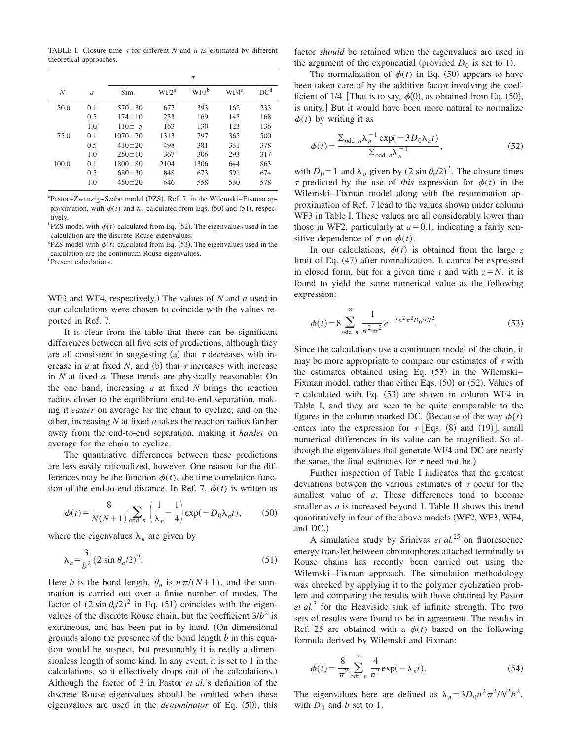TABLE I. Closure time $\tau$ for different $N$ and $a$ as estimated by different theoretical approaches.

| $N$ | $a$ | $\tau$ | | | | |
|---|---|---|---|---|---|---|
| | | Sim. | WF2[a] | WF3[b] | WF4[c] | DC[d] |
| 50.0 | 0.1 | 570±30 | 677 | 393 | 162 | 233 |
| | 0.5 | 174±10 | 233 | 169 | 143 | 168 |
| | 1.0 | 110± 5 | 163 | 130 | 123 | 136 |
| 75.0 | 0.1 | 1070±70 | 1313 | 797 | 365 | 500 |
| | 0.5 | 410±20 | 498 | 381 | 331 | 378 |
| | 1.0 | 250±10 | 367 | 306 | 293 | 317 |
| 100.0 | 0.1 | 1800±80 | 2104 | 1306 | 644 | 863 |
| | 0.5 | 680±30 | 848 | 673 | 591 | 674 |
| | 1.0 | 450±20 | 646 | 558 | 530 | 578 |

[a]Pastor–Zwanzig–Szabo model (PZS), Ref. 7, in the Wilemski–Fixman approximation, with $\phi(t)$ and $\lambda_n$ calculated from Eqs. (50) and (51), respectively.

[b]PZS model with $\phi(t)$ calculated from Eq. (52). The eigenvalues used in the calculation are the discrete Rouse eigenvalues.

[c]PZS model with $\phi(t)$ calculated from Eq. (53). The eigenvalues used in the calculation are the continuum Rouse eigenvalues.

[d]Present calculations.

WF3 and WF4, respectively.) The values of $N$ and $a$ used in our calculations were chosen to coincide with the values reported in Ref. 7.

It is clear from the table that there can be significant differences between all five sets of predictions, although they are all consistent in suggesting (a) that $\tau$ decreases with increase in $a$ at fixed $N$, and (b) that $\tau$ increases with increase in $N$ at fixed $a$. These trends are physically reasonable: On the one hand, increasing $a$ at fixed $N$ brings the reaction radius closer to the equilibrium end-to-end separation, making it *easier* on average for the chain to cyclize; and on the other, increasing $N$ at fixed $a$ takes the reaction radius farther away from the end-to-end separation, making it *harder* on average for the chain to cyclize.

The quantitative differences between these predictions are less easily rationalized, however. One reason for the differences may be the function $\phi(t)$, the time correlation function of the end-to-end distance. In Ref. 7, $\phi(t)$ is written as

$$\phi(t)=\frac{8}{N(N+1)}\sum_{\text{odd } n}\left(\frac{1}{\lambda_n}-\frac{1}{4}\right)\exp(-D_0\lambda_n t), \tag{50}$$

where the eigenvalues $\lambda_n$ are given by

$$\lambda_n=\frac{3}{b^2}(2\sin\theta_n/2)^2. \tag{51}$$

Here $b$ is the bond length, $\theta_n$ is $n\pi/(N+1)$, and the summation is carried out over a finite number of modes. The factor of $(2\sin\theta_n/2)^2$ in Eq. (51) coincides with the eigenvalues of the discrete Rouse chain, but the coefficient $3/b^2$ is extraneous, and has been put in by hand. (On dimensional grounds alone the presence of the bond length $b$ in this equation would be suspect, but presumably it is really a dimensionless length of some kind. In any event, it is set to 1 in the calculations, so it effectively drops out of the calculations.) Although the factor of 3 in Pastor *et al.*'s definition of the discrete Rouse eigenvalues should be omitted when these eigenvalues are used in the *denominator* of Eq. (50), this factor *should* be retained when the eigenvalues are used in the argument of the exponential (provided $D_0$ is set to 1).

The normalization of $\phi(t)$ in Eq. (50) appears to have been taken care of by the additive factor involving the coefficient of 1/4. [That is to say, $\phi(0)$, as obtained from Eq. (50), is unity.] But it would have been more natural to normalize $\phi(t)$ by writing it as

$$\phi(t)=\frac{\sum_{\text{odd } n}\lambda_n^{-1}\exp(-3D_0\lambda_n t)}{\sum_{\text{odd } n}\lambda_n^{-1}}, \tag{52}$$

with $D_0=1$ and $\lambda_n$ given by $(2\sin\theta_n/2)^2$. The closure times $\tau$ predicted by the use of *this* expression for $\phi(t)$ in the Wilemski–Fixman model along with the resummation approximation of Ref. 7 lead to the values shown under column WF3 in Table I. These values are all considerably lower than those in WF2, particularly at $a=0.1$, indicating a fairly sensitive dependence of $\tau$ on $\phi(t)$.

In our calculations, $\phi(t)$ is obtained from the large $z$ limit of Eq. (47) after normalization. It cannot be expressed in closed form, but for a given time $t$ and with $z=N$, it is found to yield the same numerical value as the following expression:

$$\phi(t)=8\sum_{\text{odd } n}^{\infty}\frac{1}{n^2\pi^2}e^{-3n^2\pi^2D_0t/N^2}. \tag{53}$$

Since the calculations use a continuum model of the chain, it may be more appropriate to compare our estimates of $\tau$ with the estimates obtained using Eq. (53) in the Wilemski–Fixman model, rather than either Eqs. (50) or (52). Values of $\tau$ calculated with Eq. (53) are shown in column WF4 in Table I, and they are seen to be quite comparable to the figures in the column marked DC. (Because of the way $\phi(t)$ enters into the expression for $\tau$ [Eqs. (8) and (19)], small numerical differences in its value can be magnified. So although the eigenvalues that generate WF4 and DC are nearly the same, the final estimates for $\tau$ need not be.)

Further inspection of Table I indicates that the greatest deviations between the various estimates of $\tau$ occur for the smallest value of $a$. These differences tend to become smaller as $a$ is increased beyond 1. Table II shows this trend quantitatively in four of the above models (WF2, WF3, WF4, and DC.)

A simulation study by Srinivas *et al.*[25] on fluorescence energy transfer between chromophores attached terminally to Rouse chains has recently been carried out using the Wilemski–Fixman approach. The simulation methodology was checked by applying it to the polymer cyclization problem and comparing the results with those obtained by Pastor *et al.*[7] for the Heaviside sink of infinite strength. The two sets of results were found to be in agreement. The results in Ref. 25 are obtained with a $\phi(t)$ based on the following formula derived by Wilemski and Fixman:

$$\phi(t)=\frac{8}{\pi^2}\sum_{\text{odd } n}^{\infty}\frac{4}{n^2}\exp(-\lambda_n t). \tag{54}$$

The eigenvalues here are defined as $\lambda_n=3D_0n^2\pi^2/N^2b^2$, with $D_0$ and $b$ set to 1.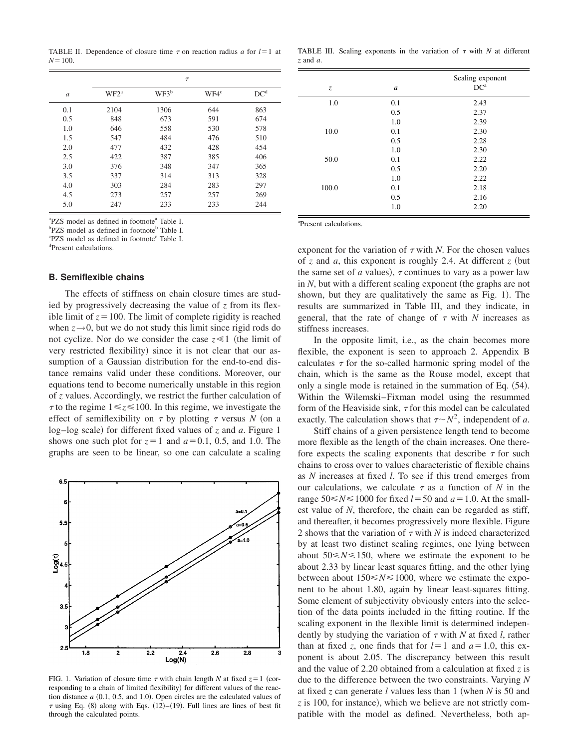TABLE II. Dependence of closure time $\tau$ on reaction radius $a$ for $l=1$ at $N=100$.

| $a$ | $\tau$ | | | |
|---|---|---|---|---|
| | WF2[a] | WF3[b] | WF4[c] | DC[d] |
| 0.1 | 2104 | 1306 | 644 | 863 |
| 0.5 | 848 | 673 | 591 | 674 |
| 1.0 | 646 | 558 | 530 | 578 |
| 1.5 | 547 | 484 | 476 | 510 |
| 2.0 | 477 | 432 | 428 | 454 |
| 2.5 | 422 | 387 | 385 | 406 |
| 3.0 | 376 | 348 | 347 | 365 |
| 3.5 | 337 | 314 | 313 | 328 |
| 4.0 | 303 | 284 | 283 | 297 |
| 4.5 | 273 | 257 | 257 | 269 |
| 5.0 | 247 | 233 | 233 | 244 |

[a]PZS model as defined in footnote[a] Table I.
[b]PZS model as defined in footnote[b] Table I.
[c]PZS model as defined in footnote[c] Table I.
[d]Present calculations.

### B. Semiflexible chains

The effects of stiffness on chain closure times are studied by progressively decreasing the value of $z$ from its flexible limit of $z=100$. The limit of complete rigidity is reached when $z\to 0$, but we do not study this limit since rigid rods do not cyclize. Nor do we consider the case $z \ll 1$ (the limit of very restricted flexibility) since it is not clear that our assumption of a Gaussian distribution for the end-to-end distance remains valid under these conditions. Moreover, our equations tend to become numerically unstable in this region of $z$ values. Accordingly, we restrict the further calculation of $\tau$ to the regime $1 \leqslant z \leqslant 100$. In this regime, we investigate the effect of semiflexibility on $\tau$ by plotting $\tau$ versus $N$ (on a log–log scale) for different fixed values of $z$ and $a$. Figure 1 shows one such plot for $z=1$ and $a=0.1$, 0.5, and 1.0. The graphs are seen to be linear, so one can calculate a scaling

FIG. 1. Variation of closure time $\tau$ with chain length $N$ at fixed $z=1$ (corresponding to a chain of limited flexibility) for different values of the reaction distance $a$ (0.1, 0.5, and 1.0). Open circles are the calculated values of $\tau$ using Eq. (8) along with Eqs. (12)–(19). Full lines are lines of best fit through the calculated points.

TABLE III. Scaling exponents in the variation of $\tau$ with $N$ at different $z$ and $a$.

| $z$ | $a$ | Scaling exponent DC[a] |
|---|---|---|
| 1.0 | 0.1 | 2.43 |
| | 0.5 | 2.37 |
| | 1.0 | 2.39 |
| 10.0 | 0.1 | 2.30 |
| | 0.5 | 2.28 |
| | 1.0 | 2.30 |
| 50.0 | 0.1 | 2.22 |
| | 0.5 | 2.20 |
| | 1.0 | 2.22 |
| 100.0 | 0.1 | 2.18 |
| | 0.5 | 2.16 |
| | 1.0 | 2.20 |

[a]Present calculations.

exponent for the variation of $\tau$ with $N$. For the chosen values of $z$ and $a$, this exponent is roughly 2.4. At different $z$ (but the same set of $a$ values), $\tau$ continues to vary as a power law in $N$, but with a different scaling exponent (the graphs are not shown, but they are qualitatively the same as Fig. 1). The results are summarized in Table III, and they indicate, in general, that the rate of change of $\tau$ with $N$ increases as stiffness increases.

In the opposite limit, i.e., as the chain becomes more flexible, the exponent is seen to approach 2. Appendix B calculates $\tau$ for the so-called harmonic spring model of the chain, which is the same as the Rouse model, except that only a single mode is retained in the summation of Eq. (54). Within the Wilemski–Fixman model using the resummed form of the Heaviside sink, $\tau$ for this model can be calculated exactly. The calculation shows that $\tau \sim N^2$, independent of $a$.

Stiff chains of a given persistence length tend to become more flexible as the length of the chain increases. One therefore expects the scaling exponents that describe $\tau$ for such chains to cross over to values characteristic of flexible chains as $N$ increases at fixed $l$. To see if this trend emerges from our calculations, we calculate $\tau$ as a function of $N$ in the range $50 \leqslant N \leqslant 1000$ for fixed $l=50$ and $a=1.0$. At the smallest value of $N$, therefore, the chain can be regarded as stiff, and thereafter, it becomes progressively more flexible. Figure 2 shows that the variation of $\tau$ with $N$ is indeed characterized by at least two distinct scaling regimes, one lying between about $50 \leqslant N \leqslant 150$, where we estimate the exponent to be about 2.33 by linear least squares fitting, and the other lying between about $150 \leqslant N \leqslant 1000$, where we estimate the exponent to be about 1.80, again by linear least-squares fitting. Some element of subjectivity obviously enters into the selection of the data points included in the fitting routine. If the scaling exponent in the flexible limit is determined independently by studying the variation of $\tau$ with $N$ at fixed $l$, rather than at fixed $z$, one finds that for $l=1$ and $a=1.0$, this exponent is about 2.05. The discrepancy between this result and the value of 2.20 obtained from a calculation at fixed $z$ is due to the difference between the two constraints. Varying $N$ at fixed $z$ can generate $l$ values less than 1 (when $N$ is 50 and $z$ is 100, for instance), which we believe are not strictly compatible with the model as defined. Nevertheless, both ap-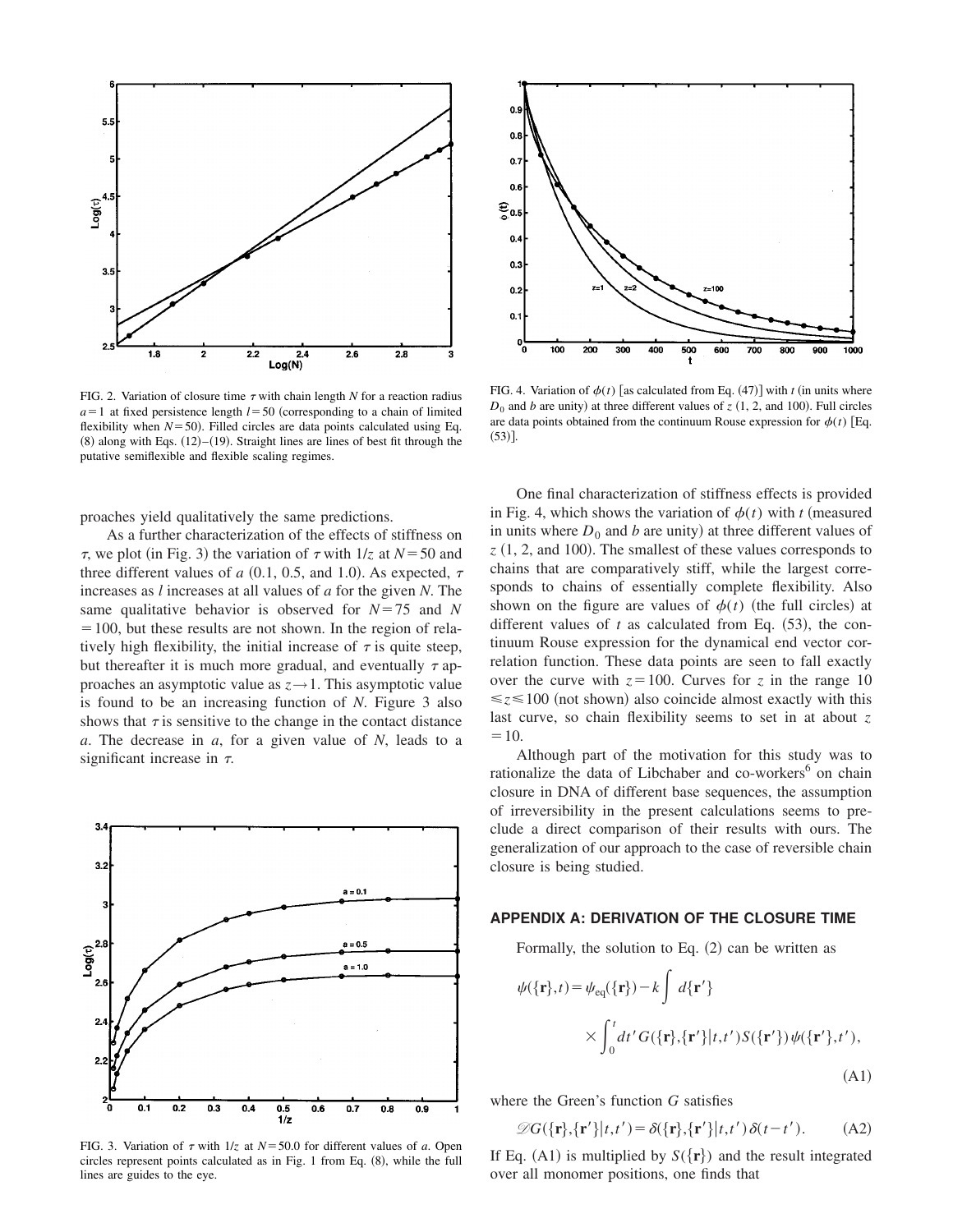FIG. 2. Variation of closure time $\tau$ with chain length $N$ for a reaction radius $a=1$ at fixed persistence length $l=50$ (corresponding to a chain of limited flexibility when $N=50$). Filled circles are data points calculated using Eq. (8) along with Eqs. (12)–(19). Straight lines are lines of best fit through the putative semiflexible and flexible scaling regimes.

FIG. 4. Variation of $\phi(t)$ [as calculated from Eq. (47)] with $t$ (in units where $D_0$ and $b$ are unity) at three different values of $z$ (1, 2, and 100). Full circles are data points obtained from the continuum Rouse expression for $\phi(t)$ [Eq. (53)].

proaches yield qualitatively the same predictions.

As a further characterization of the effects of stiffness on $\tau$, we plot (in Fig. 3) the variation of $\tau$ with $1/z$ at $N=50$ and three different values of $a$ (0.1, 0.5, and 1.0). As expected, $\tau$ increases as $l$ increases at all values of $a$ for the given $N$. The same qualitative behavior is observed for $N=75$ and $N=100$, but these results are not shown. In the region of relatively high flexibility, the initial increase of $\tau$ is quite steep, but thereafter it is much more gradual, and eventually $\tau$ approaches an asymptotic value as $z\rightarrow 1$. This asymptotic value is found to be an increasing function of $N$. Figure 3 also shows that $\tau$ is sensitive to the change in the contact distance $a$. The decrease in $a$, for a given value of $N$, leads to a significant increase in $\tau$.

FIG. 3. Variation of $\tau$ with $1/z$ at $N=50.0$ for different values of $a$. Open circles represent points calculated as in Fig. 1 from Eq. (8), while the full lines are guides to the eye.

One final characterization of stiffness effects is provided in Fig. 4, which shows the variation of $\phi(t)$ with $t$ (measured in units where $D_0$ and $b$ are unity) at three different values of $z$ (1, 2, and 100). The smallest of these values corresponds to chains that are comparatively stiff, while the largest corresponds to chains of essentially complete flexibility. Also shown on the figure are values of $\phi(t)$ (the full circles) at different values of $t$ as calculated from Eq. (53), the continuum Rouse expression for the dynamical end vector correlation function. These data points are seen to fall exactly over the curve with $z=100$. Curves for $z$ in the range $10\leqslant z\leqslant 100$ (not shown) also coincide almost exactly with this last curve, so chain flexibility seems to set in at about $z=10$.

Although part of the motivation for this study was to rationalize the data of Libchaber and co-workers[6] on chain closure in DNA of different base sequences, the assumption of irreversibility in the present calculations seems to preclude a direct comparison of their results with ours. The generalization of our approach to the case of reversible chain closure is being studied.

## APPENDIX A: DERIVATION OF THE CLOSURE TIME

Formally, the solution to Eq. (2) can be written as

$$\psi(\{\mathbf{r}\},t)=\psi_{\rm eq}(\{\mathbf{r}\})-k\int d\{\mathbf{r}'\}\times\int_0^t dt'\, G(\{\mathbf{r}\},\{\mathbf{r}'\}|t,t')S(\{\mathbf{r}'\})\psi(\{\mathbf{r}'\},t'),\tag{A1}$$

where the Green's function $G$ satisfies

$$\mathscr{D}G(\{\mathbf{r}\},\{\mathbf{r}'\}|t,t')=\delta(\{\mathbf{r}\},\{\mathbf{r}'\}|t,t')\delta(t-t').\tag{A2}$$

If Eq. (A1) is multiplied by $S(\{\mathbf{r}\})$ and the result integrated over all monomer positions, one finds that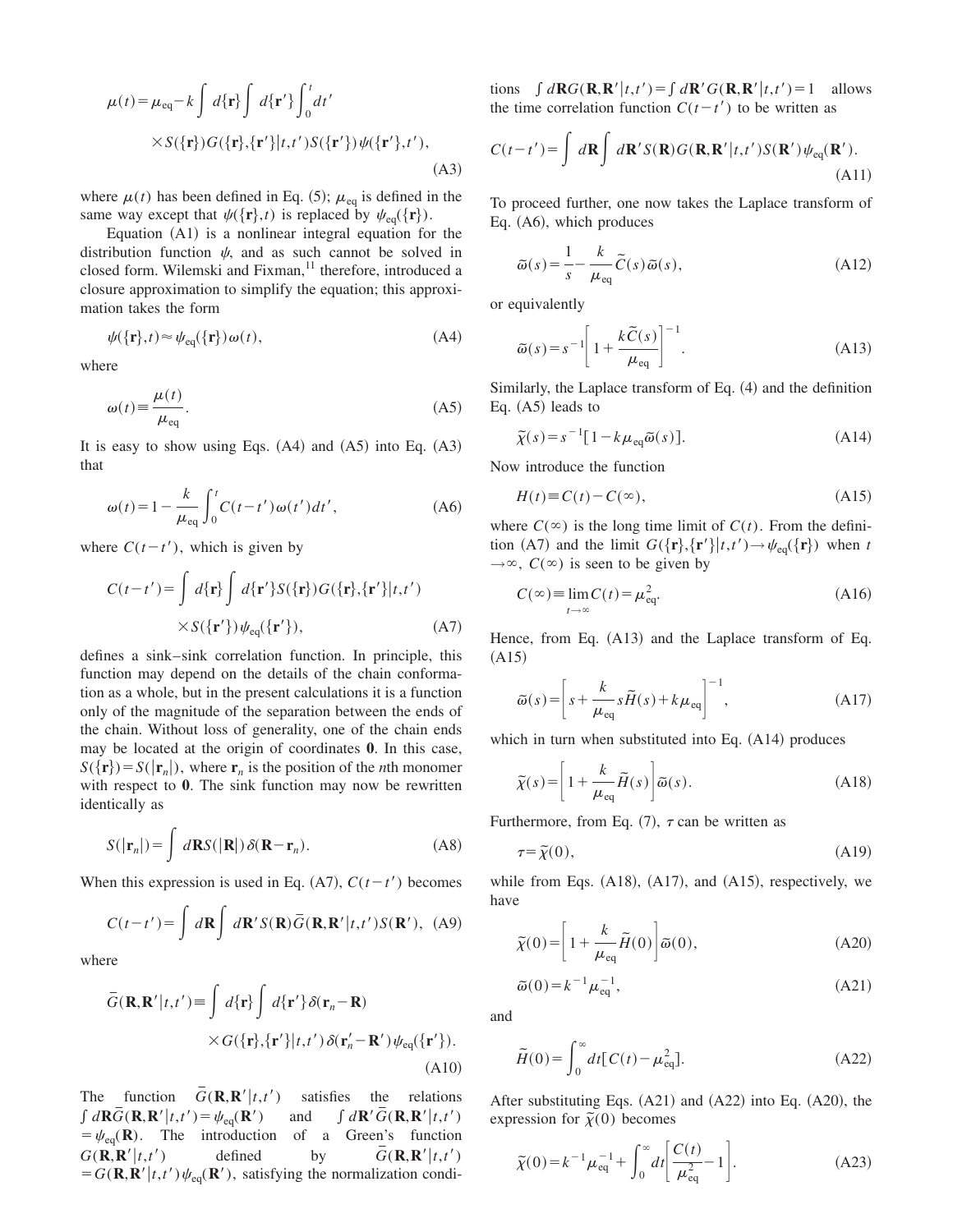$$\mu(t)=\mu_{\text{eq}}-k\int d\{\mathbf{r}\}\int d\{\mathbf{r}'\}\int_0^t dt' \times S(\{\mathbf{r}\})G(\{\mathbf{r}\},\{\mathbf{r}'\}|t,t')S(\{\mathbf{r}'\})\psi(\{\mathbf{r}'\},t'), \tag{A3}$$

where $\mu(t)$ has been defined in Eq. (5); $\mu_{\text{eq}}$ is defined in the same way except that $\psi(\{\mathbf{r}\},t)$ is replaced by $\psi_{\text{eq}}(\{\mathbf{r}\})$.

Equation (A1) is a nonlinear integral equation for the distribution function $\psi$, and as such cannot be solved in closed form. Wilemski and Fixman,[11] therefore, introduced a closure approximation to simplify the equation; this approximation takes the form

$$\psi(\{\mathbf{r}\},t)\approx\psi_{\text{eq}}(\{\mathbf{r}\})\omega(t), \tag{A4}$$

where

$$\omega(t)\equiv\frac{\mu(t)}{\mu_{\text{eq}}}. \tag{A5}$$

It is easy to show using Eqs. (A4) and (A5) into Eq. (A3) that

$$\omega(t)=1-\frac{k}{\mu_{\text{eq}}}\int_0^t C(t-t')\omega(t')dt', \tag{A6}$$

where $C(t-t')$, which is given by

$$C(t-t')=\int d\{\mathbf{r}\}\int d\{\mathbf{r}'\}S(\{\mathbf{r}\})G(\{\mathbf{r}\},\{\mathbf{r}'\}|t,t') \times S(\{\mathbf{r}'\})\psi_{\text{eq}}(\{\mathbf{r}'\}), \tag{A7}$$

defines a sink–sink correlation function. In principle, this function may depend on the details of the chain conformation as a whole, but in the present calculations it is a function only of the magnitude of the separation between the ends of the chain. Without loss of generality, one of the chain ends may be located at the origin of coordinates $\mathbf{0}$. In this case, $S(\{\mathbf{r}\})=S(|\mathbf{r}_n|)$, where $\mathbf{r}_n$ is the position of the $n$th monomer with respect to $\mathbf{0}$. The sink function may now be rewritten identically as

$$S(|\mathbf{r}_n|)=\int d\mathbf{R}S(|\mathbf{R}|)\delta(\mathbf{R}-\mathbf{r}_n). \tag{A8}$$

When this expression is used in Eq. (A7), $C(t-t')$ becomes

$$C(t-t')=\int d\mathbf{R}\int d\mathbf{R}'S(\mathbf{R})\bar{G}(\mathbf{R},\mathbf{R}'|t,t')S(\mathbf{R}'), \tag{A9}$$

where

$$\bar{G}(\mathbf{R},\mathbf{R}'|t,t')\equiv\int d\{\mathbf{r}\}\int d\{\mathbf{r}'\}\delta(\mathbf{r}_n-\mathbf{R}) \times G(\{\mathbf{r}\},\{\mathbf{r}'\}|t,t')\delta(\mathbf{r}_n'-\mathbf{R}')\psi_{\text{eq}}(\{\mathbf{r}'\}). \tag{A10}$$

The function $\bar{G}(\mathbf{R},\mathbf{R}'|t,t')$ satisfies the relations $\int d\mathbf{R}\bar{G}(\mathbf{R},\mathbf{R}'|t,t')=\psi_{\text{eq}}(\mathbf{R}')$ and $\int d\mathbf{R}'\bar{G}(\mathbf{R},\mathbf{R}'|t,t')=\psi_{\text{eq}}(\mathbf{R})$. The introduction of a Green's function $G(\mathbf{R},\mathbf{R}'|t,t')$ defined by $\bar{G}(\mathbf{R},\mathbf{R}'|t,t')=G(\mathbf{R},\mathbf{R}'|t,t')\psi_{\text{eq}}(\mathbf{R}')$, satisfying the normalization conditions $\int d\mathbf{R}G(\mathbf{R},\mathbf{R}'|t,t')=\int d\mathbf{R}'G(\mathbf{R},\mathbf{R}'|t,t')=1$ allows the time correlation function $C(t-t')$ to be written as

$$C(t-t')=\int d\mathbf{R}\int d\mathbf{R}'S(\mathbf{R})G(\mathbf{R},\mathbf{R}'|t,t')S(\mathbf{R}')\psi_{\text{eq}}(\mathbf{R}'). \tag{A11}$$

To proceed further, one now takes the Laplace transform of Eq. (A6), which produces

$$\tilde{\omega}(s)=\frac{1}{s}-\frac{k}{\mu_{\text{eq}}}\tilde{C}(s)\tilde{\omega}(s), \tag{A12}$$

or equivalently

$$\tilde{\omega}(s)=s^{-1}\left[1+\frac{k\tilde{C}(s)}{\mu_{\text{eq}}}\right]^{-1}. \tag{A13}$$

Similarly, the Laplace transform of Eq. (4) and the definition Eq. (A5) leads to

$$\tilde{\chi}(s)=s^{-1}[1-k\mu_{\text{eq}}\tilde{\omega}(s)]. \tag{A14}$$

Now introduce the function

$$H(t)\equiv C(t)-C(\infty), \tag{A15}$$

where $C(\infty)$ is the long time limit of $C(t)$. From the definition (A7) and the limit $G(\{\mathbf{r}\},\{\mathbf{r}'\}|t,t')\to\psi_{\text{eq}}(\{\mathbf{r}\})$ when $t\to\infty$, $C(\infty)$ is seen to be given by

$$C(\infty)\equiv\lim_{t\to\infty}C(t)=\mu_{\text{eq}}^2. \tag{A16}$$

Hence, from Eq. (A13) and the Laplace transform of Eq. (A15)

$$\tilde{\omega}(s)=\left[s+\frac{k}{\mu_{\text{eq}}}s\tilde{H}(s)+k\mu_{\text{eq}}\right]^{-1}, \tag{A17}$$

which in turn when substituted into Eq. (A14) produces

$$\tilde{\chi}(s)=\left[1+\frac{k}{\mu_{\text{eq}}}\tilde{H}(s)\right]\tilde{\omega}(s). \tag{A18}$$

Furthermore, from Eq. (7), $\tau$ can be written as

$$\tau=\tilde{\chi}(0), \tag{A19}$$

while from Eqs. (A18), (A17), and (A15), respectively, we have

$$\tilde{\chi}(0)=\left[1+\frac{k}{\mu_{\text{eq}}}\tilde{H}(0)\right]\tilde{\omega}(0), \tag{A20}$$

$$\tilde{\omega}(0)=k^{-1}\mu_{\text{eq}}^{-1}, \tag{A21}$$

and

$$\tilde{H}(0)=\int_0^\infty dt[C(t)-\mu_{\text{eq}}^2]. \tag{A22}$$

After substituting Eqs. (A21) and (A22) into Eq. (A20), the expression for $\tilde{\chi}(0)$ becomes

$$\tilde{\chi}(0)=k^{-1}\mu_{\text{eq}}^{-1}+\int_0^\infty dt\left[\frac{C(t)}{\mu_{\text{eq}}^2}-1\right]. \tag{A23}$$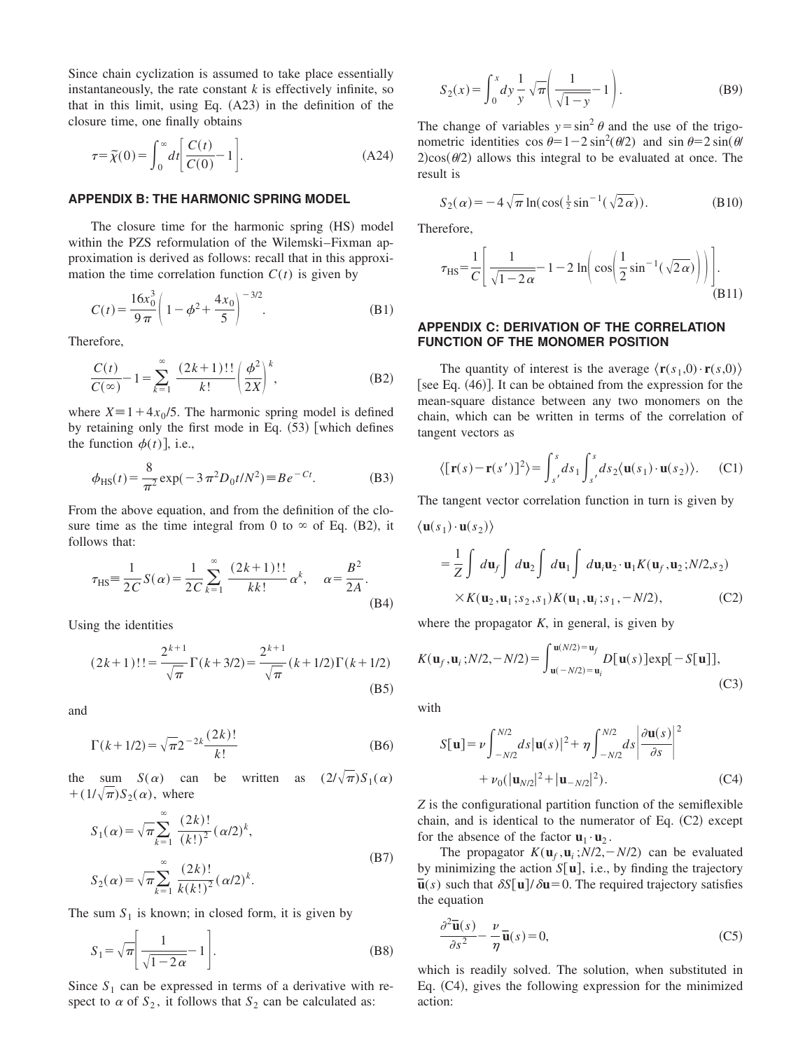Since chain cyclization is assumed to take place essentially instantaneously, the rate constant $k$ is effectively infinite, so that in this limit, using Eq. (A23) in the definition of the closure time, one finally obtains

$$\tau = \tilde{\chi}(0) = \int_0^\infty dt \left[ \frac{C(t)}{C(0)} - 1 \right]. \tag{A24}$$

### APPENDIX B: THE HARMONIC SPRING MODEL

The closure time for the harmonic spring (HS) model within the PZS reformulation of the Wilemski–Fixman approximation is derived as follows: recall that in this approximation the time correlation function $C(t)$ is given by

$$C(t) = \frac{16 x_0^3}{9\pi} \left( 1 - \phi^2 + \frac{4 x_0}{5} \right)^{-3/2}. \tag{B1}$$

Therefore,

$$\frac{C(t)}{C(\infty)} - 1 = \sum_{k=1}^{\infty} \frac{(2k+1)!!}{k!} \left( \frac{\phi^2}{2X} \right)^k, \tag{B2}$$

where $X \equiv 1 + 4x_0/5$. The harmonic spring model is defined by retaining only the first mode in Eq. (53) [which defines the function $\phi(t)$], i.e.,

$$\phi_{\mathrm{HS}}(t) = \frac{8}{\pi^2} \exp(-3\pi^2 D_0 t/N^2) \equiv B e^{-Ct}. \tag{B3}$$

From the above equation, and from the definition of the closure time as the time integral from 0 to $\infty$ of Eq. (B2), it follows that:

$$\tau_{\mathrm{HS}} \equiv \frac{1}{2C} S(\alpha) = \frac{1}{2C} \sum_{k=1}^{\infty} \frac{(2k+1)!!}{k k!} \alpha^k, \quad \alpha = \frac{B^2}{2A}. \tag{B4}$$

Using the identities

$$(2k+1)!! = \frac{2^{k+1}}{\sqrt{\pi}} \Gamma(k+3/2) = \frac{2^{k+1}}{\sqrt{\pi}} (k+1/2) \Gamma(k+1/2) \tag{B5}$$

and

$$\Gamma(k+1/2) = \sqrt{\pi} 2^{-2k} \frac{(2k)!}{k!} \tag{B6}$$

the sum $S(\alpha)$ can be written as $(2/\sqrt{\pi}) S_1(\alpha) + (1/\sqrt{\pi}) S_2(\alpha)$, where

$$S_1(\alpha) = \sqrt{\pi} \sum_{k=1}^{\infty} \frac{(2k)!}{(k!)^2} (\alpha/2)^k,$$
$$S_2(\alpha) = \sqrt{\pi} \sum_{k=1}^{\infty} \frac{(2k)!}{k (k!)^2} (\alpha/2)^k. \tag{B7}$$

The sum $S_1$ is known; in closed form, it is given by

$$S_1 = \sqrt{\pi} \left[ \frac{1}{\sqrt{1-2\alpha}} - 1 \right]. \tag{B8}$$

Since $S_1$ can be expressed in terms of a derivative with respect to $\alpha$ of $S_2$, it follows that $S_2$ can be calculated as:

$$S_2(x) = \int_0^x dy \frac{1}{y} \sqrt{\pi} \left( \frac{1}{\sqrt{1-y}} - 1 \right). \tag{B9}$$

The change of variables $y = \sin^2 \theta$ and the use of the trigonometric identities $\cos \theta = 1 - 2\sin^2(\theta/2)$ and $\sin \theta = 2\sin(\theta/2)\cos(\theta/2)$ allows this integral to be evaluated at once. The result is

$$S_2(\alpha) = -4\sqrt{\pi} \ln(\cos(\tfrac{1}{2} \sin^{-1}(\sqrt{2\alpha}))). \tag{B10}$$

Therefore,

$$\tau_{\mathrm{HS}} = \frac{1}{C} \left[ \frac{1}{\sqrt{1-2\alpha}} - 1 - 2 \ln\left( \cos\left( \frac{1}{2} \sin^{-1}(\sqrt{2\alpha}) \right) \right) \right]. \tag{B11}$$

### APPENDIX C: DERIVATION OF THE CORRELATION FUNCTION OF THE MONOMER POSITION

The quantity of interest is the average $\langle \mathbf{r}(s_1,0) \cdot \mathbf{r}(s,0) \rangle$ [see Eq. (46)]. It can be obtained from the expression for the mean-square distance between any two monomers on the chain, which can be written in terms of the correlation of tangent vectors as

$$\langle [\mathbf{r}(s) - \mathbf{r}(s')]^2 \rangle = \int_{s'}^{s} ds_1 \int_{s'}^{s} ds_2 \langle \mathbf{u}(s_1) \cdot \mathbf{u}(s_2) \rangle. \tag{C1}$$

The tangent vector correlation function in turn is given by

$$\begin{aligned} \langle \mathbf{u}(s_1) \cdot \mathbf{u}(s_2) \rangle &= \frac{1}{Z} \int d\mathbf{u}_f \int d\mathbf{u}_2 \int d\mathbf{u}_1 \int d\mathbf{u}_i \mathbf{u}_2 \cdot \mathbf{u}_1 K(\mathbf{u}_f, \mathbf{u}_2; N/2, s_2) \\ &\quad \times K(\mathbf{u}_2, \mathbf{u}_1; s_2, s_1) K(\mathbf{u}_1, \mathbf{u}_i; s_1, -N/2), \end{aligned} \tag{C2}$$

where the propagator $K$, in general, is given by

$$K(\mathbf{u}_f, \mathbf{u}_i; N/2, -N/2) = \int_{\mathbf{u}(-N/2)=\mathbf{u}_i}^{\mathbf{u}(N/2)=\mathbf{u}_f} D[\mathbf{u}(s)] \exp[-S[\mathbf{u}]], \tag{C3}$$

with

$$S[\mathbf{u}] = \nu \int_{-N/2}^{N/2} ds |\mathbf{u}(s)|^2 + \eta \int_{-N/2}^{N/2} ds \left| \frac{\partial \mathbf{u}(s)}{\partial s} \right|^2 + \nu_0 (|\mathbf{u}_{N/2}|^2 + |\mathbf{u}_{-N/2}|^2). \tag{C4}$$

$Z$ is the configurational partition function of the semiflexible chain, and is identical to the numerator of Eq. (C2) except for the absence of the factor $\mathbf{u}_1 \cdot \mathbf{u}_2$.

The propagator $K(\mathbf{u}_f, \mathbf{u}_i; N/2, -N/2)$ can be evaluated by minimizing the action $S[\mathbf{u}]$, i.e., by finding the trajectory $\overline{\mathbf{u}}(s)$ such that $\delta S[\mathbf{u}]/\delta \mathbf{u} = 0$. The required trajectory satisfies the equation

$$\frac{\partial^2 \overline{\mathbf{u}}(s)}{\partial s^2} - \frac{\nu}{\eta} \overline{\mathbf{u}}(s) = 0, \tag{C5}$$

which is readily solved. The solution, when substituted in Eq. (C4), gives the following expression for the minimized action: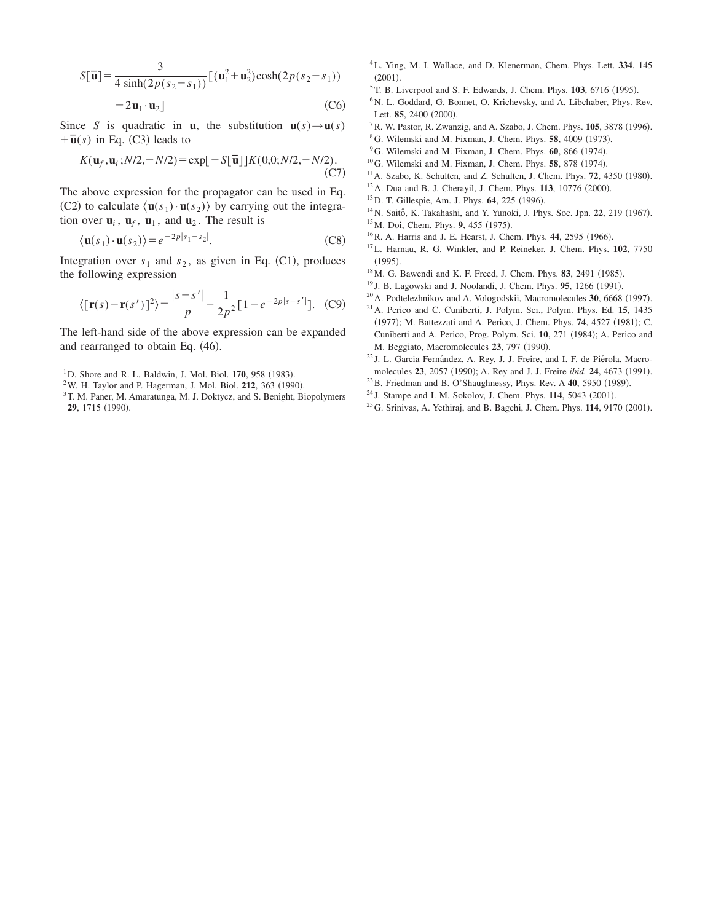$$S[\bar{\mathbf{u}}] = \frac{3}{4\sinh(2p(s_2-s_1))}[(\mathbf{u}_1^2+\mathbf{u}_2^2)\cosh(2p(s_2-s_1)) - 2\mathbf{u}_1\cdot\mathbf{u}_2] \tag{C6}$$

Since $S$ is quadratic in $\mathbf{u}$, the substitution $\mathbf{u}(s)\to\mathbf{u}(s)+\bar{\mathbf{u}}(s)$ in Eq. (C3) leads to

$$K(\mathbf{u}_f,\mathbf{u}_i;N/2,-N/2) = \exp[-S[\bar{\mathbf{u}}]]K(0,0;N/2,-N/2). \tag{C7}$$

The above expression for the propagator can be used in Eq. (C2) to calculate $\langle \mathbf{u}(s_1)\cdot\mathbf{u}(s_2)\rangle$ by carrying out the integration over $\mathbf{u}_i$, $\mathbf{u}_f$, $\mathbf{u}_1$, and $\mathbf{u}_2$. The result is

$$\langle \mathbf{u}(s_1)\cdot\mathbf{u}(s_2)\rangle = e^{-2p|s_1-s_2|}. \tag{C8}$$

Integration over $s_1$ and $s_2$, as given in Eq. (C1), produces the following expression

$$\langle[\mathbf{r}(s)-\mathbf{r}(s')]^2\rangle = \frac{|s-s'|}{p} - \frac{1}{2p^2}[1-e^{-2p|s-s'|}]. \tag{C9}$$

The left-hand side of the above expression can be expanded and rearranged to obtain Eq. (46).

[1] D. Shore and R. L. Baldwin, J. Mol. Biol. **170**, 958 (1983).
[2] W. H. Taylor and P. Hagerman, J. Mol. Biol. **212**, 363 (1990).
[3] T. M. Paner, M. Amaratunga, M. J. Doktycz, and S. Benight, Biopolymers **29**, 1715 (1990).
[4] L. Ying, M. I. Wallace, and D. Klenerman, Chem. Phys. Lett. **334**, 145 (2001).
[5] T. B. Liverpool and S. F. Edwards, J. Chem. Phys. **103**, 6716 (1995).
[6] N. L. Goddard, G. Bonnet, O. Krichevsky, and A. Libchaber, Phys. Rev. Lett. **85**, 2400 (2000).
[7] R. W. Pastor, R. Zwanzig, and A. Szabo, J. Chem. Phys. **105**, 3878 (1996).
[8] G. Wilemski and M. Fixman, J. Chem. Phys. **58**, 4009 (1973).
[9] G. Wilemski and M. Fixman, J. Chem. Phys. **60**, 866 (1974).
[10] G. Wilemski and M. Fixman, J. Chem. Phys. **58**, 878 (1974).
[11] A. Szabo, K. Schulten, and Z. Schulten, J. Chem. Phys. **72**, 4350 (1980).
[12] A. Dua and B. J. Cherayil, J. Chem. Phys. **113**, 10776 (2000).
[13] D. T. Gillespie, Am. J. Phys. **64**, 225 (1996).
[14] N. Saitô, K. Takahashi, and Y. Yunoki, J. Phys. Soc. Jpn. **22**, 219 (1967).
[15] M. Doi, Chem. Phys. **9**, 455 (1975).
[16] R. A. Harris and J. E. Hearst, J. Chem. Phys. **44**, 2595 (1966).
[17] L. Harnau, R. G. Winkler, and P. Reineker, J. Chem. Phys. **102**, 7750 (1995).
[18] M. G. Bawendi and K. F. Freed, J. Chem. Phys. **83**, 2491 (1985).
[19] J. B. Lagowski and J. Noolandi, J. Chem. Phys. **95**, 1266 (1991).
[20] A. Podtelezhnikov and A. Vologodskii, Macromolecules **30**, 6668 (1997).
[21] A. Perico and C. Cuniberti, J. Polym. Sci., Polym. Phys. Ed. **15**, 1435 (1977); M. Battezzati and A. Perico, J. Chem. Phys. **74**, 4527 (1981); C. Cuniberti and A. Perico, Prog. Polym. Sci. **10**, 271 (1984); A. Perico and M. Beggiato, Macromolecules **23**, 797 (1990).
[22] J. L. Garcia Fernández, A. Rey, J. J. Freire, and I. F. de Piérola, Macromolecules **23**, 2057 (1990); A. Rey and J. J. Freire *ibid.* **24**, 4673 (1991).
[23] B. Friedman and B. O'Shaughnessy, Phys. Rev. A **40**, 5950 (1989).
[24] J. Stampe and I. M. Sokolov, J. Chem. Phys. **114**, 5043 (2001).
[25] G. Srinivas, A. Yethiraj, and B. Bagchi, J. Chem. Phys. **114**, 9170 (2001).